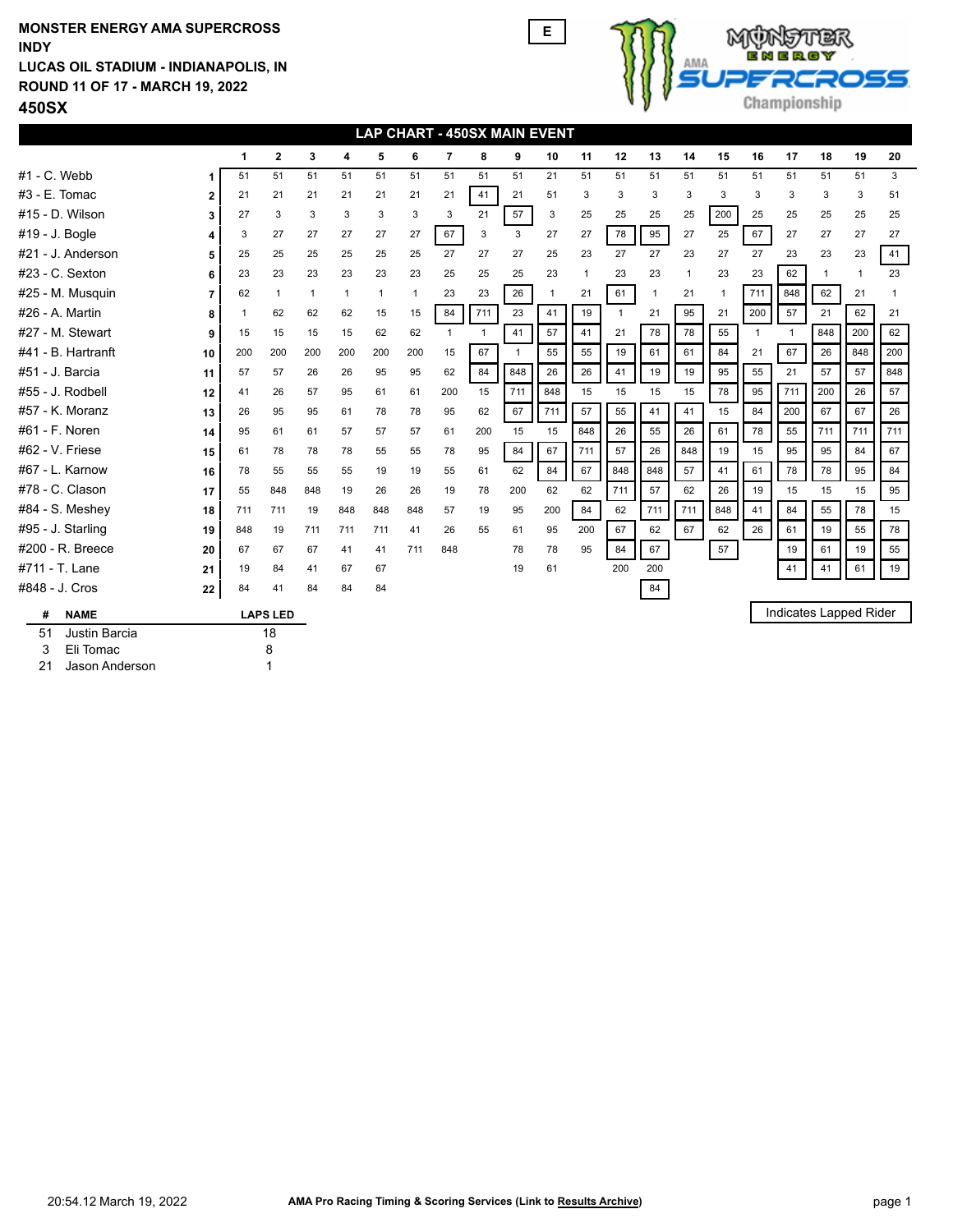**MONSTER ENERGY AMA SUPERCROSS**
**INDY**
**LUCAS OIL STADIUM - INDIANAPOLIS, IN**
**ROUND 11 OF 17 - MARCH 19, 2022**
# 450SX

E

## LAP CHART - 450SX MAIN EVENT

| Rider | Pos | 1 | 2 | 3 | 4 | 5 | 6 | 7 | 8 | 9 | 10 | 11 | 12 | 13 | 14 | 15 | 16 | 17 | 18 | 19 | 20 |
|---|---|---|---|---|---|---|---|---|---|---|---|---|---|---|---|---|---|---|---|---|---|
| #1 - C. Webb | 1 | 51 | 51 | 51 | 51 | 51 | 51 | 51 | 51 | 51 | 21 | 51 | 51 | 51 | 51 | 51 | 51 | 51 | 51 | 51 | 3 |
| #3 - E. Tomac | 2 | 21 | 21 | 21 | 21 | 21 | 21 | 21 | 41 | 21 | 51 | 3 | 3 | 3 | 3 | 3 | 3 | 3 | 3 | 3 | 51 |
| #15 - D. Wilson | 3 | 27 | 3 | 3 | 3 | 3 | 3 | 3 | 21 | 57 | 3 | 25 | 25 | 25 | 25 | 200 | 25 | 25 | 25 | 25 | 25 |
| #19 - J. Bogle | 4 | 3 | 27 | 27 | 27 | 27 | 27 | 67 | 3 | 3 | 27 | 27 | 78 | 95 | 27 | 25 | 67 | 27 | 27 | 27 | 27 |
| #21 - J. Anderson | 5 | 25 | 25 | 25 | 25 | 25 | 25 | 27 | 27 | 27 | 25 | 23 | 27 | 27 | 23 | 27 | 27 | 23 | 23 | 23 | 41 |
| #23 - C. Sexton | 6 | 23 | 23 | 23 | 23 | 23 | 23 | 25 | 25 | 25 | 23 | 1 | 23 | 23 | 1 | 23 | 23 | 62 | 1 | 1 | 23 |
| #25 - M. Musquin | 7 | 62 | 1 | 1 | 1 | 1 | 1 | 23 | 23 | 26 | 1 | 21 | 61 | 1 | 21 | 1 | 711 | 848 | 62 | 21 | 1 |
| #26 - A. Martin | 8 | 1 | 62 | 62 | 62 | 15 | 15 | 84 | 711 | 23 | 41 | 19 | 1 | 21 | 95 | 21 | 200 | 57 | 21 | 62 | 21 |
| #27 - M. Stewart | 9 | 15 | 15 | 15 | 15 | 62 | 62 | 1 | 1 | 41 | 57 | 41 | 21 | 78 | 78 | 55 | 1 | 1 | 848 | 200 | 62 |
| #41 - B. Hartranft | 10 | 200 | 200 | 200 | 200 | 200 | 200 | 15 | 67 | 1 | 55 | 55 | 19 | 61 | 61 | 84 | 21 | 67 | 26 | 848 | 200 |
| #51 - J. Barcia | 11 | 57 | 57 | 26 | 26 | 95 | 95 | 62 | 84 | 848 | 26 | 26 | 41 | 19 | 19 | 95 | 55 | 21 | 57 | 57 | 848 |
| #55 - J. Rodbell | 12 | 41 | 26 | 57 | 95 | 61 | 61 | 200 | 15 | 711 | 848 | 15 | 15 | 15 | 15 | 78 | 95 | 711 | 200 | 26 | 57 |
| #57 - K. Moranz | 13 | 26 | 95 | 95 | 61 | 78 | 78 | 95 | 62 | 67 | 711 | 57 | 55 | 41 | 41 | 15 | 84 | 200 | 67 | 67 | 26 |
| #61 - F. Noren | 14 | 95 | 61 | 61 | 57 | 57 | 57 | 61 | 200 | 15 | 15 | 848 | 26 | 55 | 26 | 61 | 78 | 55 | 711 | 711 | 711 |
| #62 - V. Friese | 15 | 61 | 78 | 78 | 78 | 55 | 55 | 78 | 95 | 84 | 67 | 711 | 57 | 26 | 848 | 19 | 15 | 95 | 95 | 84 | 67 |
| #67 - L. Karnow | 16 | 78 | 55 | 55 | 55 | 19 | 19 | 55 | 61 | 62 | 84 | 67 | 848 | 848 | 57 | 41 | 61 | 78 | 78 | 95 | 84 |
| #78 - C. Clason | 17 | 55 | 848 | 848 | 19 | 26 | 26 | 19 | 78 | 200 | 62 | 62 | 711 | 57 | 62 | 26 | 19 | 15 | 15 | 15 | 95 |
| #84 - S. Meshey | 18 | 711 | 711 | 19 | 848 | 848 | 848 | 57 | 19 | 95 | 200 | 84 | 62 | 711 | 711 | 848 | 41 | 84 | 55 | 78 | 15 |
| #95 - J. Starling | 19 | 848 | 19 | 711 | 711 | 711 | 41 | 26 | 55 | 61 | 95 | 200 | 67 | 62 | 67 | 62 | 26 | 61 | 19 | 55 | 78 |
| #200 - R. Breece | 20 | 67 | 67 | 67 | 41 | 41 | 711 | 848 | | 78 | 78 | 95 | 84 | 67 | | 57 | | 19 | 61 | 19 | 55 |
| #711 - T. Lane | 21 | 19 | 84 | 41 | 67 | 67 | | | | 19 | 61 | | 200 | 200 | | | | 41 | 41 | 61 | 19 |
| #848 - J. Cros | 22 | 84 | 41 | 84 | 84 | 84 | | | | | | | | 84 | | | | | | | |

Indicates Lapped Rider

| # | NAME | LAPS LED |
|---|---|---|
| 51 | Justin Barcia | 18 |
| 3 | Eli Tomac | 8 |
| 21 | Jason Anderson | 1 |

20:54.12 March 19, 2022

AMA Pro Racing Timing & Scoring Services (Link to Results Archive)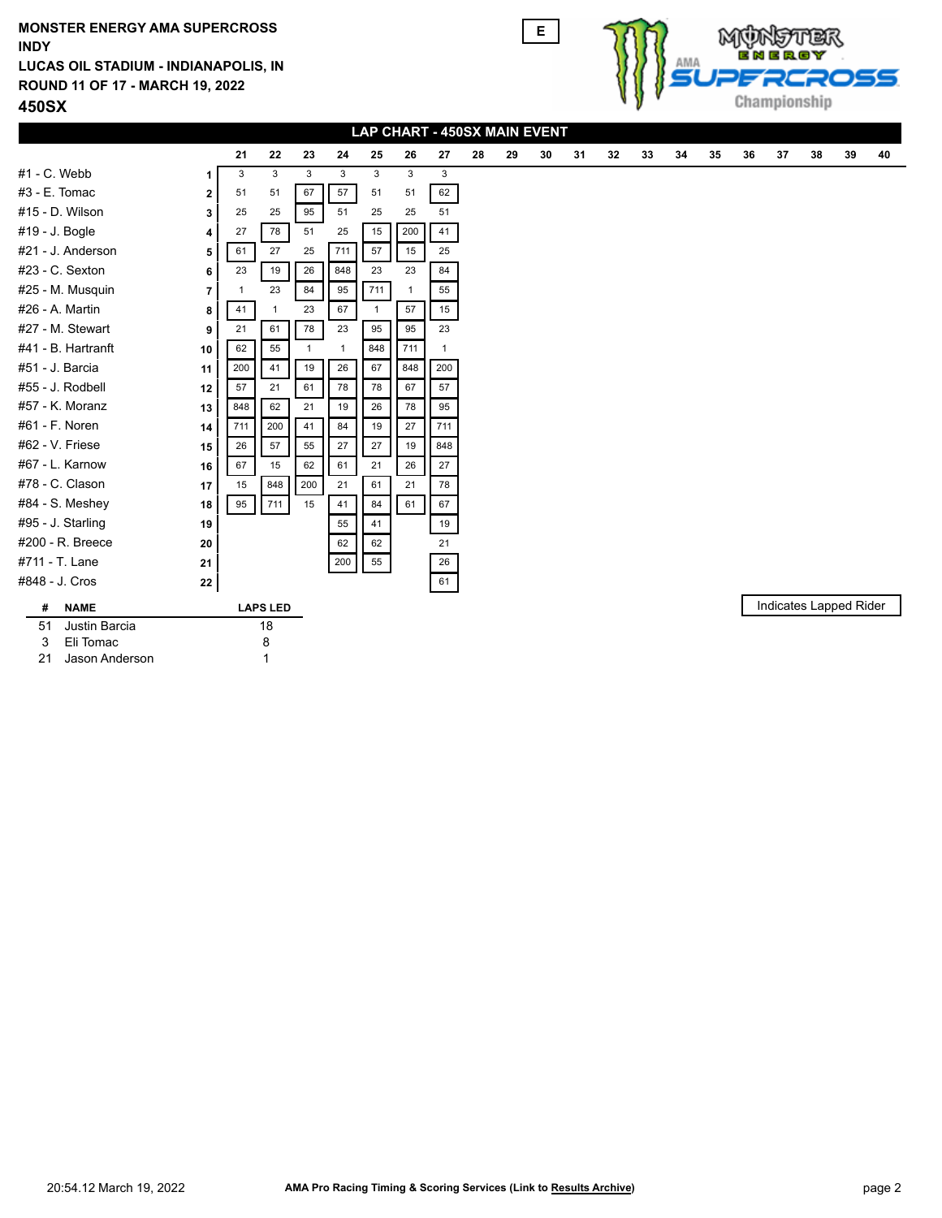**MONSTER ENERGY AMA SUPERCROSS**
**INDY**
**LUCAS OIL STADIUM - INDIANAPOLIS, IN**
**ROUND 11 OF 17 - MARCH 19, 2022**
**450SX**

E

## LAP CHART - 450SX MAIN EVENT

| Rider | Pos | 21 | 22 | 23 | 24 | 25 | 26 | 27 | 28 | 29 | 30 | 31 | 32 | 33 | 34 | 35 | 36 | 37 | 38 | 39 | 40 |
|---|---|---|---|---|---|---|---|---|---|---|---|---|---|---|---|---|---|---|---|---|---|
| #1 - C. Webb | 1 | 3 | 3 | 3 | 3 | 3 | 3 | 3 | | | | | | | | | | | | | |
| #3 - E. Tomac | 2 | 51 | 51 | 67 | 57 | 51 | 51 | 62 | | | | | | | | | | | | | |
| #15 - D. Wilson | 3 | 25 | 25 | 95 | 51 | 25 | 25 | 51 | | | | | | | | | | | | | |
| #19 - J. Bogle | 4 | 27 | 78 | 51 | 25 | 15 | 200 | 41 | | | | | | | | | | | | | |
| #21 - J. Anderson | 5 | 61 | 27 | 25 | 711 | 57 | 15 | 25 | | | | | | | | | | | | | |
| #23 - C. Sexton | 6 | 23 | 19 | 26 | 848 | 23 | 23 | 84 | | | | | | | | | | | | | |
| #25 - M. Musquin | 7 | 1 | 23 | 84 | 95 | 711 | 1 | 55 | | | | | | | | | | | | | |
| #26 - A. Martin | 8 | 41 | 1 | 23 | 67 | 1 | 57 | 15 | | | | | | | | | | | | | |
| #27 - M. Stewart | 9 | 21 | 61 | 78 | 23 | 95 | 95 | 23 | | | | | | | | | | | | | |
| #41 - B. Hartranft | 10 | 62 | 55 | 1 | 1 | 848 | 711 | 1 | | | | | | | | | | | | | |
| #51 - J. Barcia | 11 | 200 | 41 | 19 | 26 | 67 | 848 | 200 | | | | | | | | | | | | | |
| #55 - J. Rodbell | 12 | 57 | 21 | 61 | 78 | 78 | 67 | 57 | | | | | | | | | | | | | |
| #57 - K. Moranz | 13 | 848 | 62 | 21 | 19 | 26 | 78 | 95 | | | | | | | | | | | | | |
| #61 - F. Noren | 14 | 711 | 200 | 41 | 84 | 19 | 27 | 711 | | | | | | | | | | | | | |
| #62 - V. Friese | 15 | 26 | 57 | 55 | 27 | 27 | 19 | 848 | | | | | | | | | | | | | |
| #67 - L. Karnow | 16 | 67 | 15 | 62 | 61 | 21 | 26 | 27 | | | | | | | | | | | | | |
| #78 - C. Clason | 17 | 15 | 848 | 200 | 21 | 61 | 21 | 78 | | | | | | | | | | | | | |
| #84 - S. Meshey | 18 | 95 | 711 | 15 | 41 | 84 | 61 | 67 | | | | | | | | | | | | | |
| #95 - J. Starling | 19 | | | | 55 | 41 | | 19 | | | | | | | | | | | | | |
| #200 - R. Breece | 20 | | | | 62 | 62 | | 21 | | | | | | | | | | | | | |
| #711 - T. Lane | 21 | | | | 200 | 55 | | 26 | | | | | | | | | | | | | |
| #848 - J. Cros | 22 | | | | | | | 61 | | | | | | | | | | | | | |

| # | NAME | LAPS LED |
|---|---|---|
| 51 | Justin Barcia | 18 |
| 3 | Eli Tomac | 8 |
| 21 | Jason Anderson | 1 |

Indicates Lapped Rider

20:54.12 March 19, 2022

AMA Pro Racing Timing & Scoring Services (Link to Results Archive)